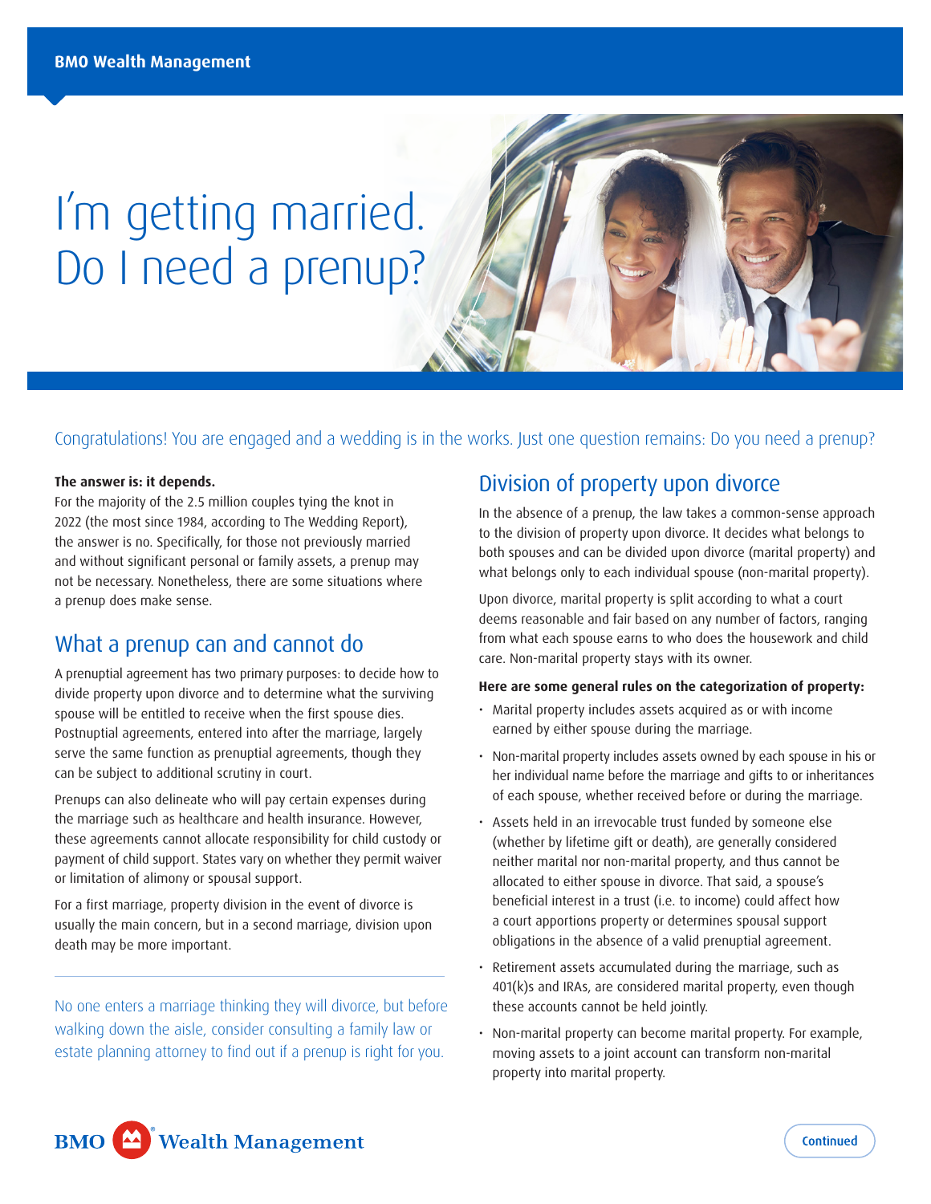# I'm getting married. Do I need a prenup?

Congratulations! You are engaged and a wedding is in the works. Just one question remains: Do you need a prenup?

**The answer is: it depends.**

For the majority of the 2.5 million couples tying the knot in 2022 (the most since 1984, according to The Wedding Report), the answer is no. Specifically, for those not previously married and without significant personal or family assets, a prenup may not be necessary. Nonetheless, there are some situations where a prenup does make sense.

## What a prenup can and cannot do

A prenuptial agreement has two primary purposes: to decide how to divide property upon divorce and to determine what the surviving spouse will be entitled to receive when the first spouse dies. Postnuptial agreements, entered into after the marriage, largely serve the same function as prenuptial agreements, though they can be subject to additional scrutiny in court.

Prenups can also delineate who will pay certain expenses during the marriage such as healthcare and health insurance. However, these agreements cannot allocate responsibility for child custody or payment of child support. States vary on whether they permit waiver or limitation of alimony or spousal support.

For a first marriage, property division in the event of divorce is usually the main concern, but in a second marriage, division upon death may be more important.

No one enters a marriage thinking they will divorce, but before walking down the aisle, consider consulting a family law or estate planning attorney to find out if a prenup is right for you.

## Division of property upon divorce

In the absence of a prenup, the law takes a common-sense approach to the division of property upon divorce. It decides what belongs to both spouses and can be divided upon divorce (marital property) and what belongs only to each individual spouse (non-marital property).

Upon divorce, marital property is split according to what a court deems reasonable and fair based on any number of factors, ranging from what each spouse earns to who does the housework and child care. Non-marital property stays with its owner.

**Here are some general rules on the categorization of property:**

- Marital property includes assets acquired as or with income earned by either spouse during the marriage.
- Non-marital property includes assets owned by each spouse in his or her individual name before the marriage and gifts to or inheritances of each spouse, whether received before or during the marriage.
- Assets held in an irrevocable trust funded by someone else (whether by lifetime gift or death), are generally considered neither marital nor non-marital property, and thus cannot be allocated to either spouse in divorce. That said, a spouse's beneficial interest in a trust (i.e. to income) could affect how a court apportions property or determines spousal support obligations in the absence of a valid prenuptial agreement.
- Retirement assets accumulated during the marriage, such as 401(k)s and IRAs, are considered marital property, even though these accounts cannot be held jointly.
- Non-marital property can become marital property. For example, moving assets to a joint account can transform non-marital property into marital property.

Continued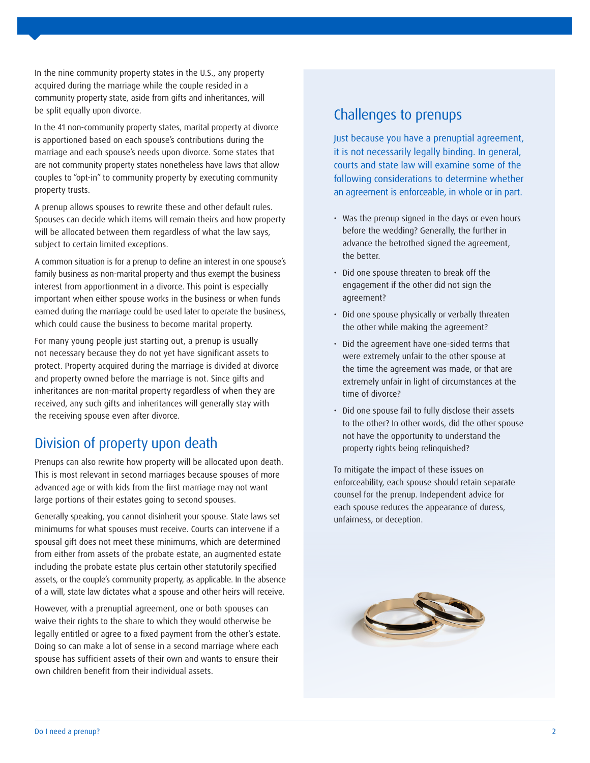In the nine community property states in the U.S., any property acquired during the marriage while the couple resided in a community property state, aside from gifts and inheritances, will be split equally upon divorce.

In the 41 non-community property states, marital property at divorce is apportioned based on each spouse's contributions during the marriage and each spouse's needs upon divorce. Some states that are not community property states nonetheless have laws that allow couples to "opt-in" to community property by executing community property trusts.

A prenup allows spouses to rewrite these and other default rules. Spouses can decide which items will remain theirs and how property will be allocated between them regardless of what the law says, subject to certain limited exceptions.

A common situation is for a prenup to define an interest in one spouse's family business as non-marital property and thus exempt the business interest from apportionment in a divorce. This point is especially important when either spouse works in the business or when funds earned during the marriage could be used later to operate the business, which could cause the business to become marital property.

For many young people just starting out, a prenup is usually not necessary because they do not yet have significant assets to protect. Property acquired during the marriage is divided at divorce and property owned before the marriage is not. Since gifts and inheritances are non-marital property regardless of when they are received, any such gifts and inheritances will generally stay with the receiving spouse even after divorce.

## Division of property upon death

Prenups can also rewrite how property will be allocated upon death. This is most relevant in second marriages because spouses of more advanced age or with kids from the first marriage may not want large portions of their estates going to second spouses.

Generally speaking, you cannot disinherit your spouse. State laws set minimums for what spouses must receive. Courts can intervene if a spousal gift does not meet these minimums, which are determined from either from assets of the probate estate, an augmented estate including the probate estate plus certain other statutorily specified assets, or the couple's community property, as applicable. In the absence of a will, state law dictates what a spouse and other heirs will receive.

However, with a prenuptial agreement, one or both spouses can waive their rights to the share to which they would otherwise be legally entitled or agree to a fixed payment from the other's estate. Doing so can make a lot of sense in a second marriage where each spouse has sufficient assets of their own and wants to ensure their own children benefit from their individual assets.

## Challenges to prenups

Just because you have a prenuptial agreement, it is not necessarily legally binding. In general, courts and state law will examine some of the following considerations to determine whether an agreement is enforceable, in whole or in part.

- Was the prenup signed in the days or even hours before the wedding? Generally, the further in advance the betrothed signed the agreement, the better.
- Did one spouse threaten to break off the engagement if the other did not sign the agreement?
- Did one spouse physically or verbally threaten the other while making the agreement?
- Did the agreement have one-sided terms that were extremely unfair to the other spouse at the time the agreement was made, or that are extremely unfair in light of circumstances at the time of divorce?
- Did one spouse fail to fully disclose their assets to the other? In other words, did the other spouse not have the opportunity to understand the property rights being relinquished?

To mitigate the impact of these issues on enforceability, each spouse should retain separate counsel for the prenup. Independent advice for each spouse reduces the appearance of duress, unfairness, or deception.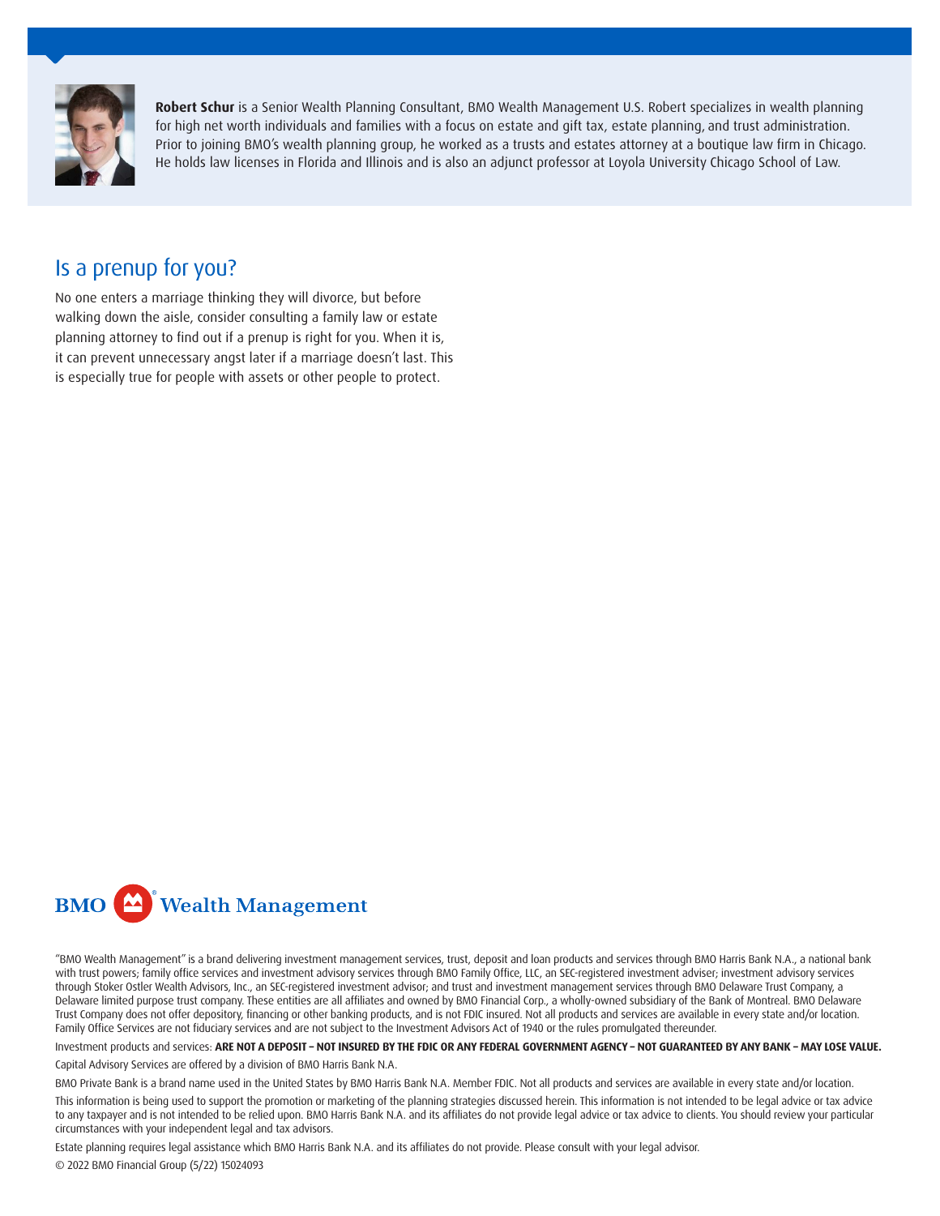**Robert Schur** is a Senior Wealth Planning Consultant, BMO Wealth Management U.S. Robert specializes in wealth planning for high net worth individuals and families with a focus on estate and gift tax, estate planning, and trust administration. Prior to joining BMO's wealth planning group, he worked as a trusts and estates attorney at a boutique law firm in Chicago. He holds law licenses in Florida and Illinois and is also an adjunct professor at Loyola University Chicago School of Law.

## Is a prenup for you?

No one enters a marriage thinking they will divorce, but before walking down the aisle, consider consulting a family law or estate planning attorney to find out if a prenup is right for you. When it is, it can prevent unnecessary angst later if a marriage doesn't last. This is especially true for people with assets or other people to protect.

BMO Wealth Management

"BMO Wealth Management" is a brand delivering investment management services, trust, deposit and loan products and services through BMO Harris Bank N.A., a national bank with trust powers; family office services and investment advisory services through BMO Family Office, LLC, an SEC-registered investment adviser; investment advisory services through Stoker Ostler Wealth Advisors, Inc., an SEC-registered investment advisor; and trust and investment management services through BMO Delaware Trust Company, a Delaware limited purpose trust company. These entities are all affiliates and owned by BMO Financial Corp., a wholly-owned subsidiary of the Bank of Montreal. BMO Delaware Trust Company does not offer depository, financing or other banking products, and is not FDIC insured. Not all products and services are available in every state and/or location. Family Office Services are not fiduciary services and are not subject to the Investment Advisors Act of 1940 or the rules promulgated thereunder.

Investment products and services: **ARE NOT A DEPOSIT – NOT INSURED BY THE FDIC OR ANY FEDERAL GOVERNMENT AGENCY – NOT GUARANTEED BY ANY BANK – MAY LOSE VALUE.**

Capital Advisory Services are offered by a division of BMO Harris Bank N.A.

BMO Private Bank is a brand name used in the United States by BMO Harris Bank N.A. Member FDIC. Not all products and services are available in every state and/or location.

This information is being used to support the promotion or marketing of the planning strategies discussed herein. This information is not intended to be legal advice or tax advice to any taxpayer and is not intended to be relied upon. BMO Harris Bank N.A. and its affiliates do not provide legal advice or tax advice to clients. You should review your particular circumstances with your independent legal and tax advisors.

Estate planning requires legal assistance which BMO Harris Bank N.A. and its affiliates do not provide. Please consult with your legal advisor.

© 2022 BMO Financial Group (5/22) 15024093